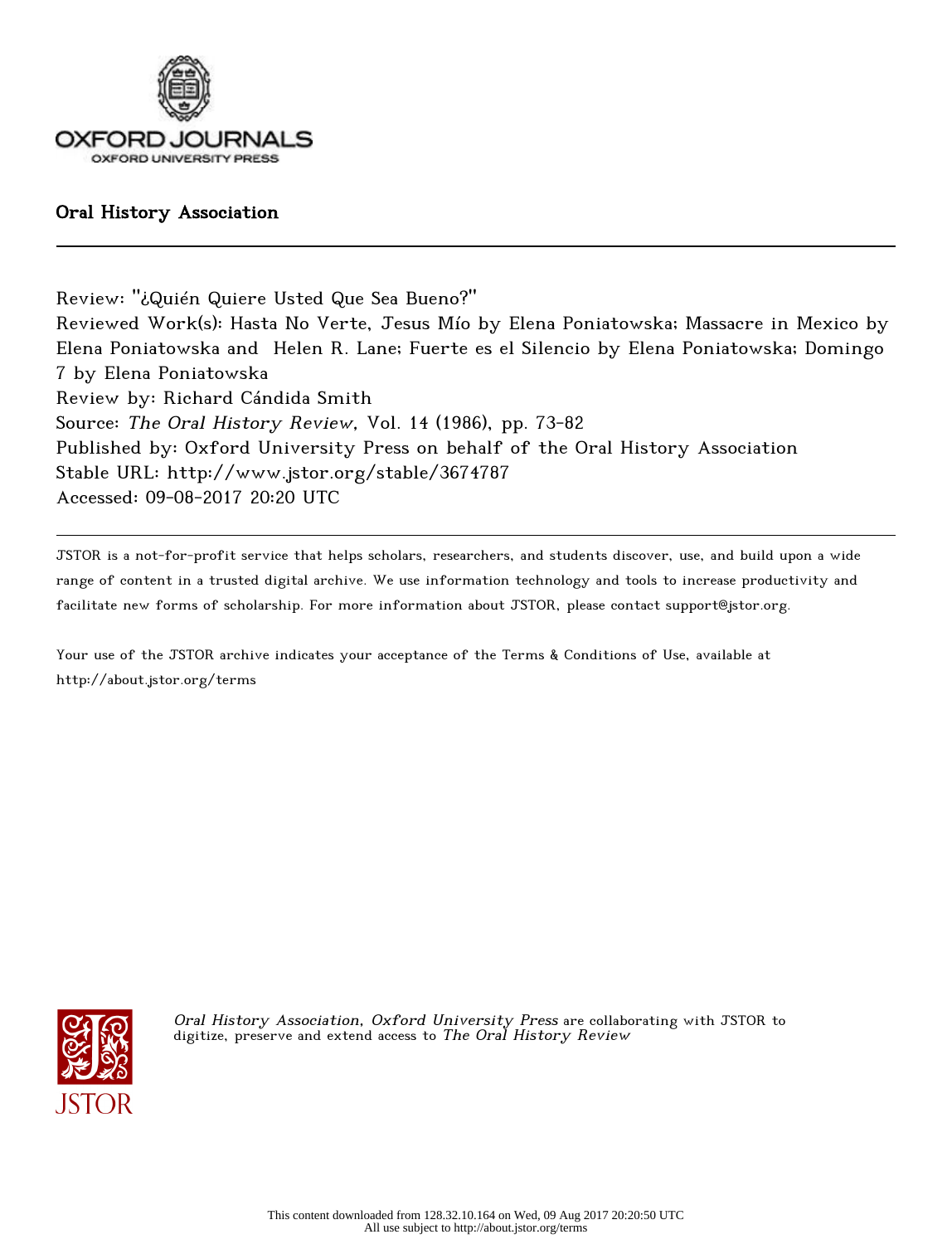Oral History Association

Review: "¿Quién Quiere Usted Que Sea Bueno?"
Reviewed Work(s): Hasta No Verte, Jesus Mío by Elena Poniatowska; Massacre in Mexico by Elena Poniatowska and Helen R. Lane; Fuerte es el Silencio by Elena Poniatowska; Domingo 7 by Elena Poniatowska
Review by: Richard Cándida Smith
Source: *The Oral History Review*, Vol. 14 (1986), pp. 73-82
Published by: Oxford University Press on behalf of the Oral History Association
Stable URL: http://www.jstor.org/stable/3674787
Accessed: 09-08-2017 20:20 UTC

JSTOR is a not-for-profit service that helps scholars, researchers, and students discover, use, and build upon a wide range of content in a trusted digital archive. We use information technology and tools to increase productivity and facilitate new forms of scholarship. For more information about JSTOR, please contact support@jstor.org.

Your use of the JSTOR archive indicates your acceptance of the Terms & Conditions of Use, available at http://about.jstor.org/terms

*Oral History Association, Oxford University Press* are collaborating with JSTOR to digitize, preserve and extend access to *The Oral History Review*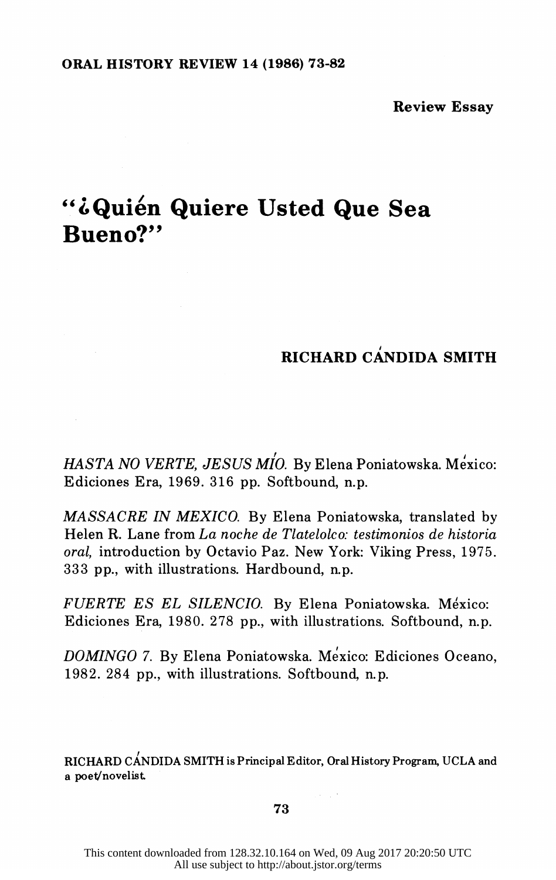Review Essay

# "¿Quién Quiere Usted Que Sea Bueno?"

## RICHARD CÁNDIDA SMITH

*HASTA NO VERTE, JESUS MÍO.* By Elena Poniatowska. México: Ediciones Era, 1969. 316 pp. Softbound, n.p.

*MASSACRE IN MEXICO.* By Elena Poniatowska, translated by Helen R. Lane from *La noche de Tlatelolco: testimonios de historia oral,* introduction by Octavio Paz. New York: Viking Press, 1975. 333 pp., with illustrations. Hardbound, n.p.

*FUERTE ES EL SILENCIO.* By Elena Poniatowska. México: Ediciones Era, 1980. 278 pp., with illustrations. Softbound, n.p.

*DOMINGO 7.* By Elena Poniatowska. México: Ediciones Oceano, 1982. 284 pp., with illustrations. Softbound, n.p.

RICHARD CÁNDIDA SMITH is Principal Editor, Oral History Program, UCLA and a poet/novelist.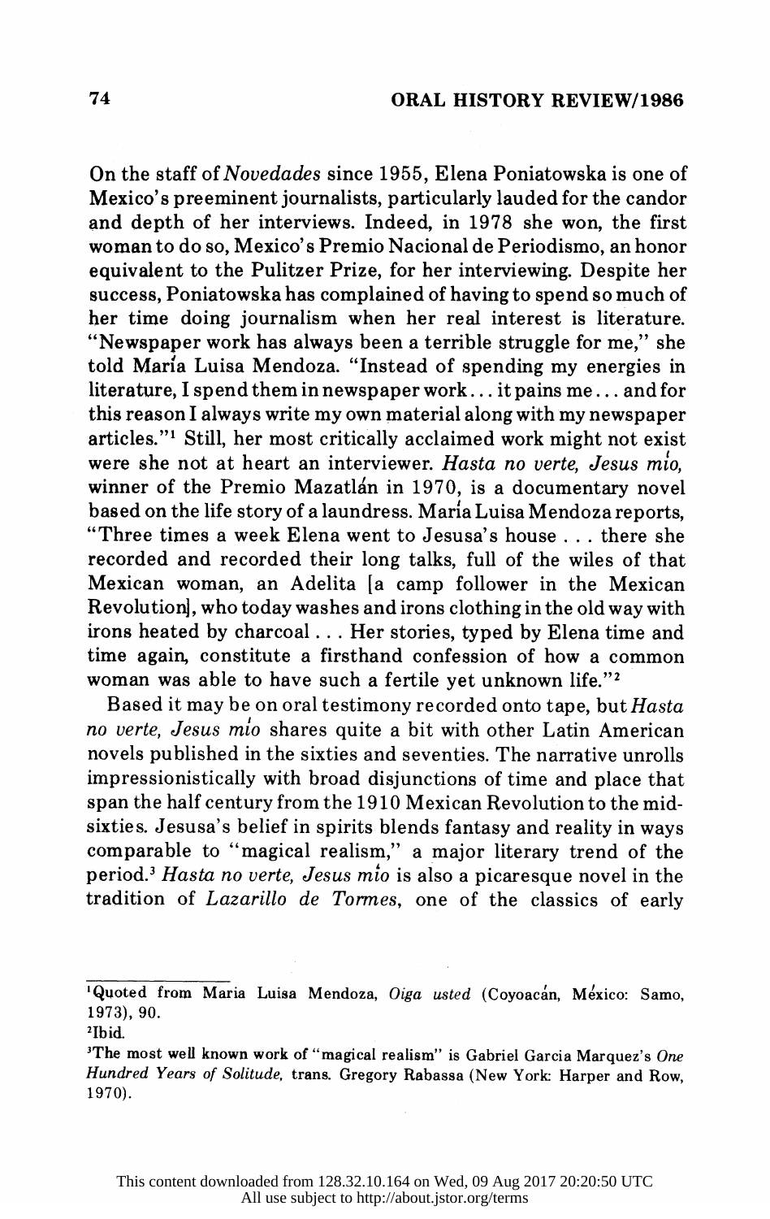On the staff of *Novedades* since 1955, Elena Poniatowska is one of Mexico's preeminent journalists, particularly lauded for the candor and depth of her interviews. Indeed, in 1978 she won, the first woman to do so, Mexico's Premio Nacional de Periodismo, an honor equivalent to the Pulitzer Prize, for her interviewing. Despite her success, Poniatowska has complained of having to spend so much of her time doing journalism when her real interest is literature. "Newspaper work has always been a terrible struggle for me," she told María Luisa Mendoza. "Instead of spending my energies in literature, I spend them in newspaper work... it pains me... and for this reason I always write my own material along with my newspaper articles."[1] Still, her most critically acclaimed work might not exist were she not at heart an interviewer. *Hasta no verte, Jesus mío,* winner of the Premio Mazatlán in 1970, is a documentary novel based on the life story of a laundress. María Luisa Mendoza reports, "Three times a week Elena went to Jesusa's house . . . there she recorded and recorded their long talks, full of the wiles of that Mexican woman, an Adelita [a camp follower in the Mexican Revolution], who today washes and irons clothing in the old way with irons heated by charcoal . . . Her stories, typed by Elena time and time again, constitute a firsthand confession of how a common woman was able to have such a fertile yet unknown life."[2]

Based it may be on oral testimony recorded onto tape, but *Hasta no verte, Jesus mío* shares quite a bit with other Latin American novels published in the sixties and seventies. The narrative unrolls impressionistically with broad disjunctions of time and place that span the half century from the 1910 Mexican Revolution to the mid-sixties. Jesusa's belief in spirits blends fantasy and reality in ways comparable to "magical realism," a major literary trend of the period.[3] *Hasta no verte, Jesus mío* is also a picaresque novel in the tradition of *Lazarillo de Tormes*, one of the classics of early

---

[1] Quoted from Maria Luisa Mendoza, *Oiga usted* (Coyoacán, México: Samo, 1973), 90.

[2] Ibid.

[3] The most well known work of "magical realism" is Gabriel Garcia Marquez's *One Hundred Years of Solitude*, trans. Gregory Rabassa (New York: Harper and Row, 1970).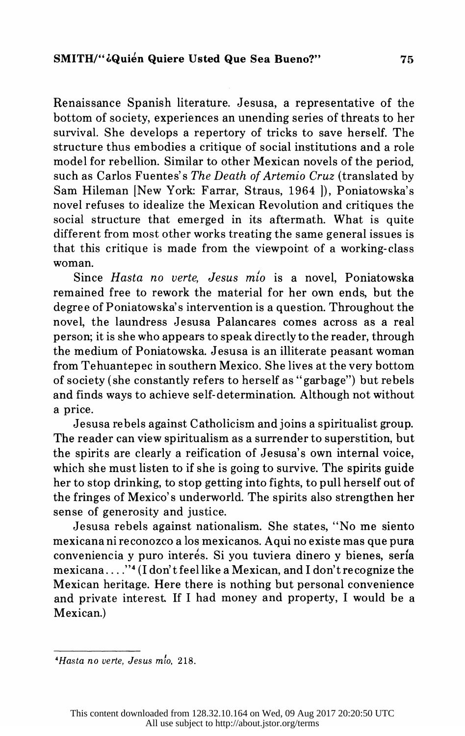Renaissance Spanish literature. Jesusa, a representative of the bottom of society, experiences an unending series of threats to her survival. She develops a repertory of tricks to save herself. The structure thus embodies a critique of social institutions and a role model for rebellion. Similar to other Mexican novels of the period, such as Carlos Fuentes's *The Death of Artemio Cruz* (translated by Sam Hileman [New York: Farrar, Straus, 1964 ]), Poniatowska's novel refuses to idealize the Mexican Revolution and critiques the social structure that emerged in its aftermath. What is quite different from most other works treating the same general issues is that this critique is made from the viewpoint of a working-class woman.

Since *Hasta no verte, Jesus mío* is a novel, Poniatowska remained free to rework the material for her own ends, but the degree of Poniatowska's intervention is a question. Throughout the novel, the laundress Jesusa Palancares comes across as a real person; it is she who appears to speak directly to the reader, through the medium of Poniatowska. Jesusa is an illiterate peasant woman from Tehuantepec in southern Mexico. She lives at the very bottom of society (she constantly refers to herself as "garbage") but rebels and finds ways to achieve self-determination. Although not without a price.

Jesusa rebels against Catholicism and joins a spiritualist group. The reader can view spiritualism as a surrender to superstition, but the spirits are clearly a reification of Jesusa's own internal voice, which she must listen to if she is going to survive. The spirits guide her to stop drinking, to stop getting into fights, to pull herself out of the fringes of Mexico's underworld. The spirits also strengthen her sense of generosity and justice.

Jesusa rebels against nationalism. She states, "No me siento mexicana ni reconozco a los mexicanos. Aqui no existe mas que pura conveniencia y puro interés. Si you tuviera dinero y bienes, sería mexicana. . . ."[4] (I don't feel like a Mexican, and I don't recognize the Mexican heritage. Here there is nothing but personal convenience and private interest. If I had money and property, I would be a Mexican.)

---

[4] *Hasta no verte, Jesus mío*, 218.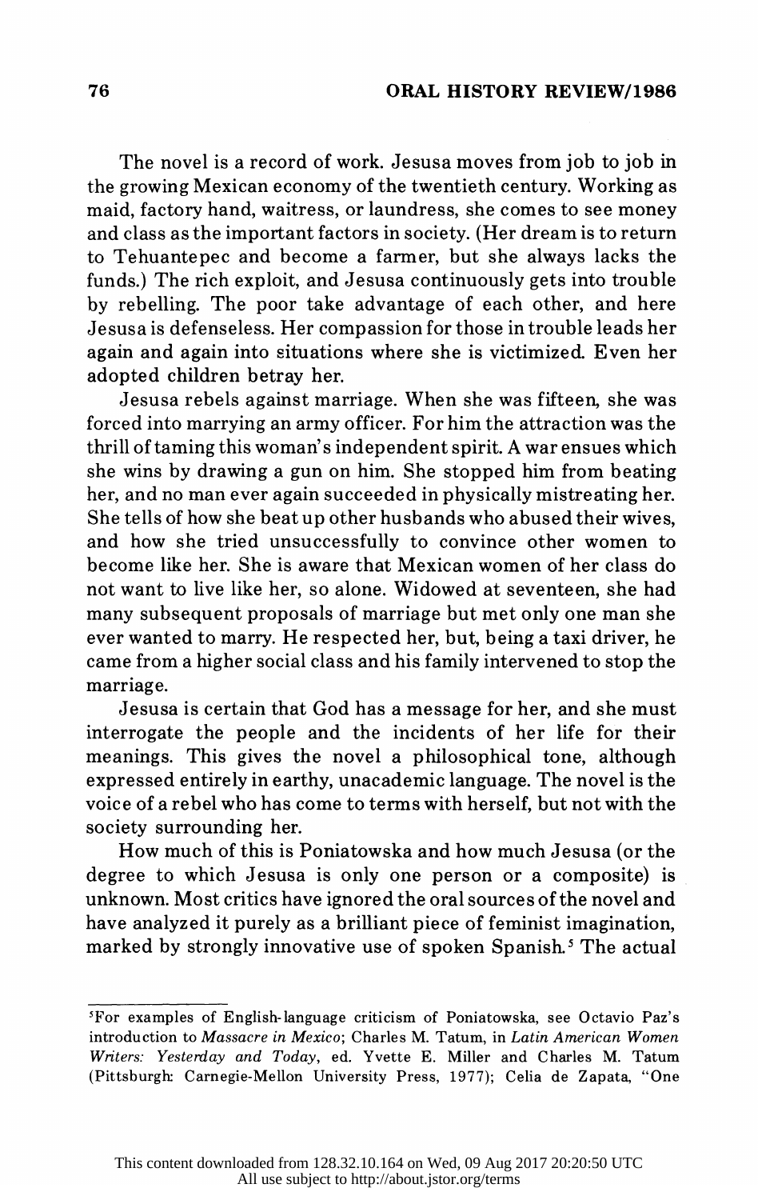The novel is a record of work. Jesusa moves from job to job in the growing Mexican economy of the twentieth century. Working as maid, factory hand, waitress, or laundress, she comes to see money and class as the important factors in society. (Her dream is to return to Tehuantepec and become a farmer, but she always lacks the funds.) The rich exploit, and Jesusa continuously gets into trouble by rebelling. The poor take advantage of each other, and here Jesusa is defenseless. Her compassion for those in trouble leads her again and again into situations where she is victimized. Even her adopted children betray her.

Jesusa rebels against marriage. When she was fifteen, she was forced into marrying an army officer. For him the attraction was the thrill of taming this woman's independent spirit. A war ensues which she wins by drawing a gun on him. She stopped him from beating her, and no man ever again succeeded in physically mistreating her. She tells of how she beat up other husbands who abused their wives, and how she tried unsuccessfully to convince other women to become like her. She is aware that Mexican women of her class do not want to live like her, so alone. Widowed at seventeen, she had many subsequent proposals of marriage but met only one man she ever wanted to marry. He respected her, but, being a taxi driver, he came from a higher social class and his family intervened to stop the marriage.

Jesusa is certain that God has a message for her, and she must interrogate the people and the incidents of her life for their meanings. This gives the novel a philosophical tone, although expressed entirely in earthy, unacademic language. The novel is the voice of a rebel who has come to terms with herself, but not with the society surrounding her.

How much of this is Poniatowska and how much Jesusa (or the degree to which Jesusa is only one person or a composite) is unknown. Most critics have ignored the oral sources of the novel and have analyzed it purely as a brilliant piece of feminist imagination, marked by strongly innovative use of spoken Spanish.[5] The actual

---

[5]For examples of English-language criticism of Poniatowska, see Octavio Paz's introduction to *Massacre in Mexico*; Charles M. Tatum, in *Latin American Women Writers: Yesterday and Today*, ed. Yvette E. Miller and Charles M. Tatum (Pittsburgh: Carnegie-Mellon University Press, 1977); Celia de Zapata, "One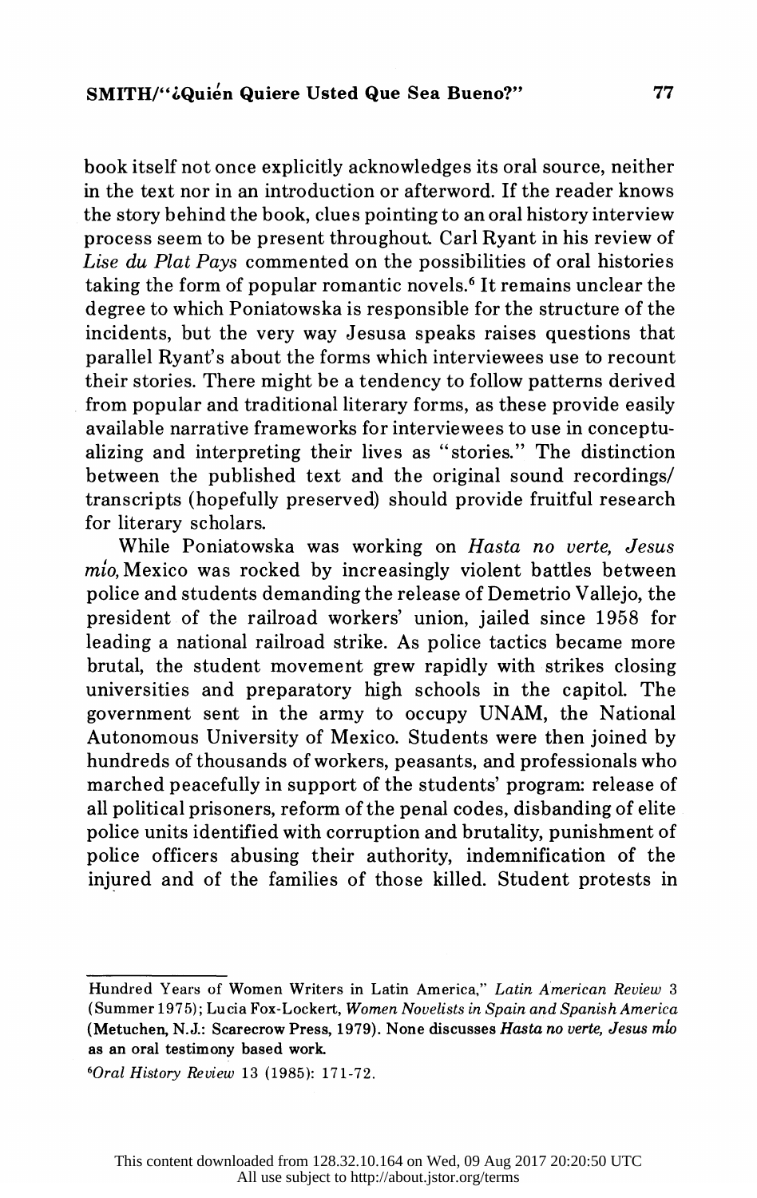book itself not once explicitly acknowledges its oral source, neither in the text nor in an introduction or afterword. If the reader knows the story behind the book, clues pointing to an oral history interview process seem to be present throughout. Carl Ryant in his review of *Lise du Plat Pays* commented on the possibilities of oral histories taking the form of popular romantic novels.[6] It remains unclear the degree to which Poniatowska is responsible for the structure of the incidents, but the very way Jesusa speaks raises questions that parallel Ryant's about the forms which interviewees use to recount their stories. There might be a tendency to follow patterns derived from popular and traditional literary forms, as these provide easily available narrative frameworks for interviewees to use in conceptualizing and interpreting their lives as "stories." The distinction between the published text and the original sound recordings/ transcripts (hopefully preserved) should provide fruitful research for literary scholars.

While Poniatowska was working on *Hasta no verte, Jesus mío,* Mexico was rocked by increasingly violent battles between police and students demanding the release of Demetrio Vallejo, the president of the railroad workers' union, jailed since 1958 for leading a national railroad strike. As police tactics became more brutal, the student movement grew rapidly with strikes closing universities and preparatory high schools in the capitol. The government sent in the army to occupy UNAM, the National Autonomous University of Mexico. Students were then joined by hundreds of thousands of workers, peasants, and professionals who marched peacefully in support of the students' program: release of all political prisoners, reform of the penal codes, disbanding of elite police units identified with corruption and brutality, punishment of police officers abusing their authority, indemnification of the injured and of the families of those killed. Student protests in

---

Hundred Years of Women Writers in Latin America," *Latin American Review* 3 (Summer 1975); Lucia Fox-Lockert, *Women Novelists in Spain and Spanish America* (Metuchen, N.J.: Scarecrow Press, 1979). None discusses *Hasta no verte, Jesus mío* as an oral testimony based work.

[6] *Oral History Review* 13 (1985): 171-72.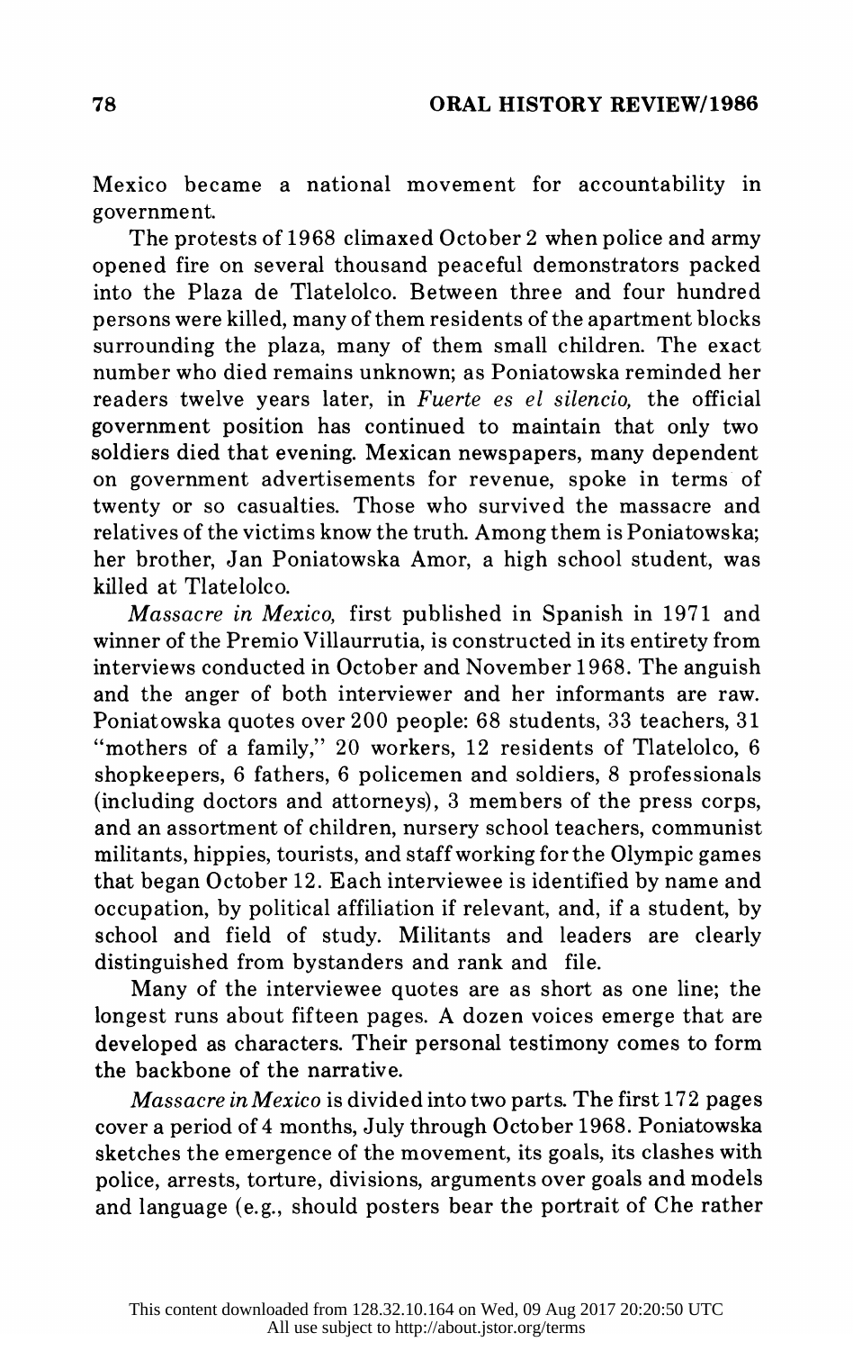Mexico became a national movement for accountability in government.

The protests of 1968 climaxed October 2 when police and army opened fire on several thousand peaceful demonstrators packed into the Plaza de Tlatelolco. Between three and four hundred persons were killed, many of them residents of the apartment blocks surrounding the plaza, many of them small children. The exact number who died remains unknown; as Poniatowska reminded her readers twelve years later, in *Fuerte es el silencio,* the official government position has continued to maintain that only two soldiers died that evening. Mexican newspapers, many dependent on government advertisements for revenue, spoke in terms of twenty or so casualties. Those who survived the massacre and relatives of the victims know the truth. Among them is Poniatowska; her brother, Jan Poniatowska Amor, a high school student, was killed at Tlatelolco.

*Massacre in Mexico,* first published in Spanish in 1971 and winner of the Premio Villaurrutia, is constructed in its entirety from interviews conducted in October and November 1968. The anguish and the anger of both interviewer and her informants are raw. Poniatowska quotes over 200 people: 68 students, 33 teachers, 31 "mothers of a family," 20 workers, 12 residents of Tlatelolco, 6 shopkeepers, 6 fathers, 6 policemen and soldiers, 8 professionals (including doctors and attorneys), 3 members of the press corps, and an assortment of children, nursery school teachers, communist militants, hippies, tourists, and staff working for the Olympic games that began October 12. Each interviewee is identified by name and occupation, by political affiliation if relevant, and, if a student, by school and field of study. Militants and leaders are clearly distinguished from bystanders and rank and file.

Many of the interviewee quotes are as short as one line; the longest runs about fifteen pages. A dozen voices emerge that are developed as characters. Their personal testimony comes to form the backbone of the narrative.

*Massacre in Mexico* is divided into two parts. The first 172 pages cover a period of 4 months, July through October 1968. Poniatowska sketches the emergence of the movement, its goals, its clashes with police, arrests, torture, divisions, arguments over goals and models and language (e.g., should posters bear the portrait of Che rather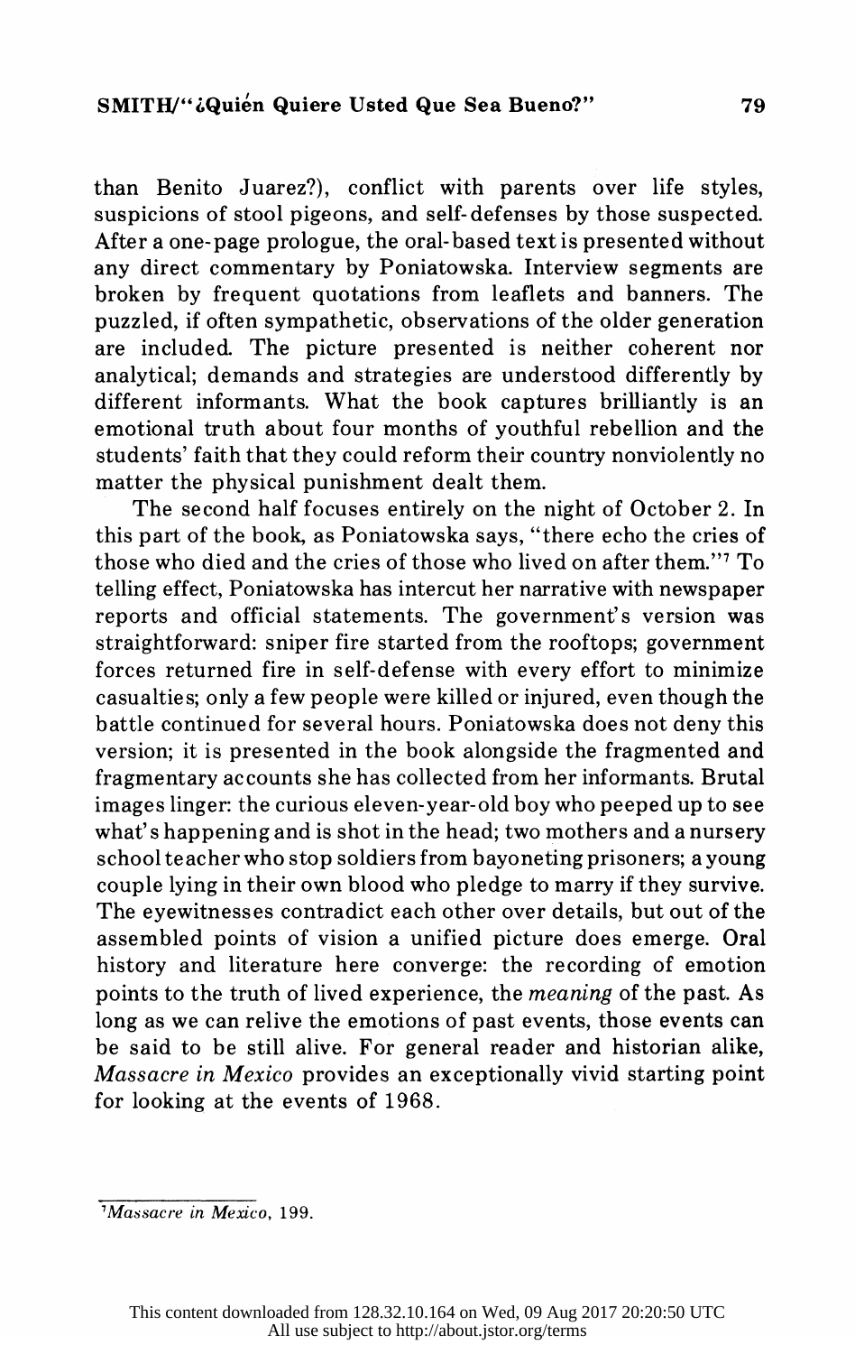than Benito Juarez?), conflict with parents over life styles, suspicions of stool pigeons, and self-defenses by those suspected. After a one-page prologue, the oral-based text is presented without any direct commentary by Poniatowska. Interview segments are broken by frequent quotations from leaflets and banners. The puzzled, if often sympathetic, observations of the older generation are included. The picture presented is neither coherent nor analytical; demands and strategies are understood differently by different informants. What the book captures brilliantly is an emotional truth about four months of youthful rebellion and the students' faith that they could reform their country nonviolently no matter the physical punishment dealt them.

The second half focuses entirely on the night of October 2. In this part of the book, as Poniatowska says, "there echo the cries of those who died and the cries of those who lived on after them."[7] To telling effect, Poniatowska has intercut her narrative with newspaper reports and official statements. The government's version was straightforward: sniper fire started from the rooftops; government forces returned fire in self-defense with every effort to minimize casualties; only a few people were killed or injured, even though the battle continued for several hours. Poniatowska does not deny this version; it is presented in the book alongside the fragmented and fragmentary accounts she has collected from her informants. Brutal images linger: the curious eleven-year-old boy who peeped up to see what's happening and is shot in the head; two mothers and a nursery school teacher who stop soldiers from bayoneting prisoners; a young couple lying in their own blood who pledge to marry if they survive. The eyewitnesses contradict each other over details, but out of the assembled points of vision a unified picture does emerge. Oral history and literature here converge: the recording of emotion points to the truth of lived experience, the *meaning* of the past. As long as we can relive the emotions of past events, those events can be said to be still alive. For general reader and historian alike, *Massacre in Mexico* provides an exceptionally vivid starting point for looking at the events of 1968.

[7]*Massacre in Mexico*, 199.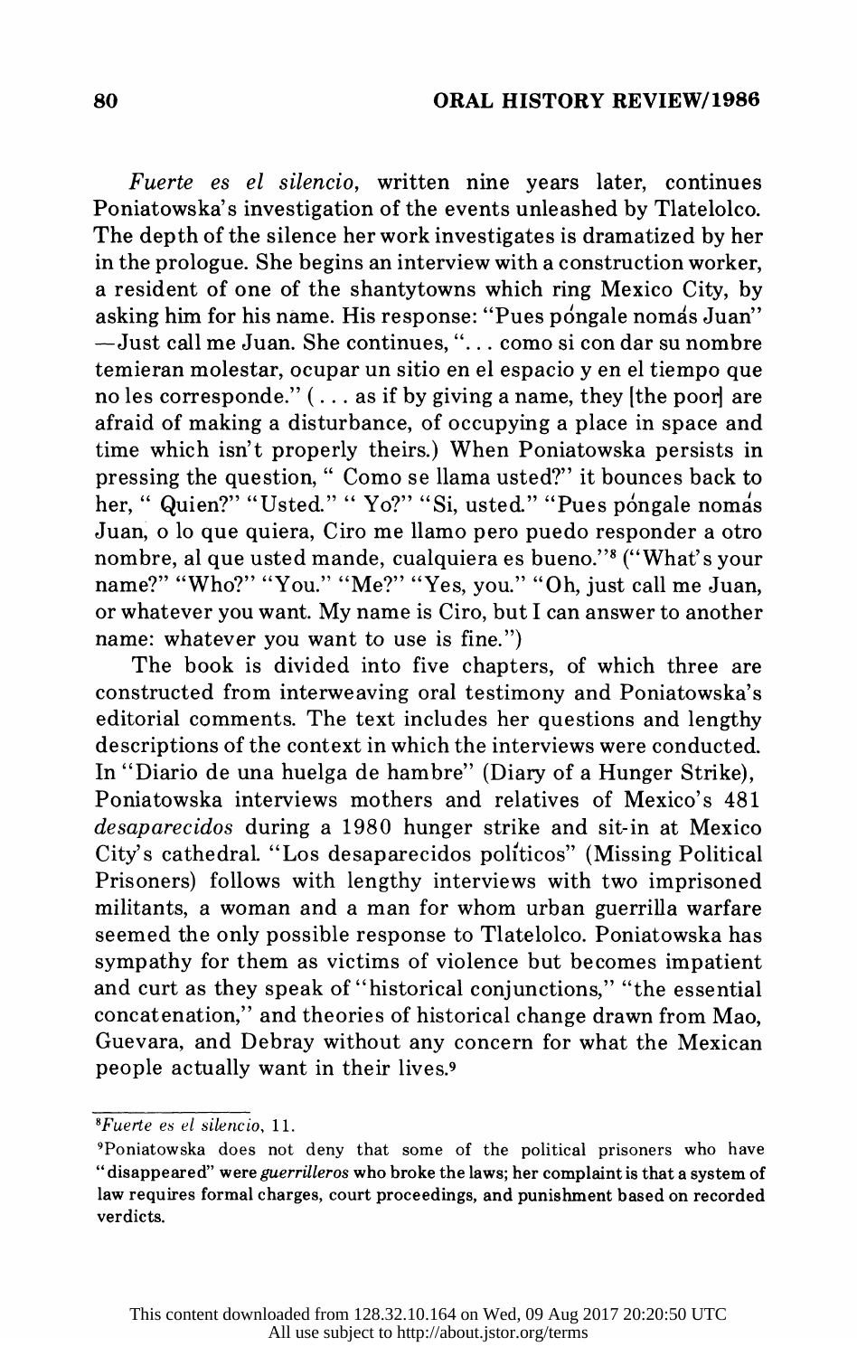*Fuerte es el silencio*, written nine years later, continues Poniatowska's investigation of the events unleashed by Tlatelolco. The depth of the silence her work investigates is dramatized by her in the prologue. She begins an interview with a construction worker, a resident of one of the shantytowns which ring Mexico City, by asking him for his name. His response: "Pues póngale nomás Juan" —Just call me Juan. She continues, "... como si con dar su nombre temieran molestar, ocupar un sitio en el espacio y en el tiempo que no les corresponde." (... as if by giving a name, they [the poor] are afraid of making a disturbance, of occupying a place in space and time which isn't properly theirs.) When Poniatowska persists in pressing the question, " Como se llama usted?" it bounces back to her, " Quien?" "Usted." " Yo?" "Si, usted." "Pues póngale nomás Juan, o lo que quiera, Ciro me llamo pero puedo responder a otro nombre, al que usted mande, cualquiera es bueno."[8] ("What's your name?" "Who?" "You." "Me?" "Yes, you." "Oh, just call me Juan, or whatever you want. My name is Ciro, but I can answer to another name: whatever you want to use is fine.")

The book is divided into five chapters, of which three are constructed from interweaving oral testimony and Poniatowska's editorial comments. The text includes her questions and lengthy descriptions of the context in which the interviews were conducted. In "Diario de una huelga de hambre" (Diary of a Hunger Strike), Poniatowska interviews mothers and relatives of Mexico's 481 *desaparecidos* during a 1980 hunger strike and sit-in at Mexico City's cathedral. "Los desaparecidos políticos" (Missing Political Prisoners) follows with lengthy interviews with two imprisoned militants, a woman and a man for whom urban guerrilla warfare seemed the only possible response to Tlatelolco. Poniatowska has sympathy for them as victims of violence but becomes impatient and curt as they speak of "historical conjunctions," "the essential concatenation," and theories of historical change drawn from Mao, Guevara, and Debray without any concern for what the Mexican people actually want in their lives.[9]

---

[8] *Fuerte es el silencio*, 11.

[9] Poniatowska does not deny that some of the political prisoners who have "disappeared" were *guerrilleros* who broke the laws; her complaint is that a system of law requires formal charges, court proceedings, and punishment based on recorded verdicts.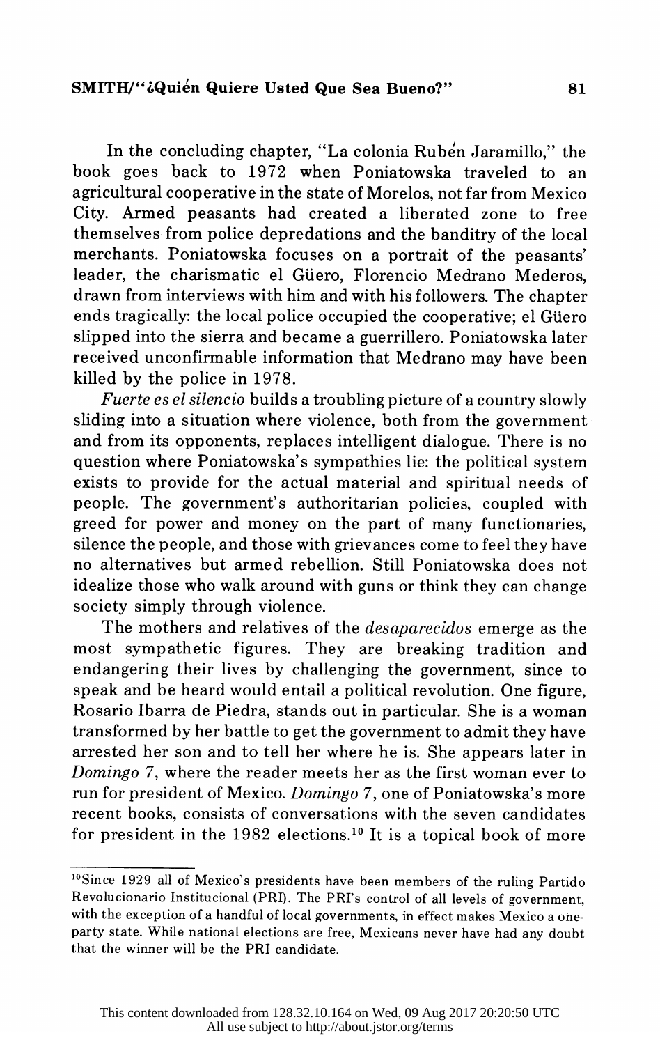In the concluding chapter, "La colonia Rubén Jaramillo," the book goes back to 1972 when Poniatowska traveled to an agricultural cooperative in the state of Morelos, not far from Mexico City. Armed peasants had created a liberated zone to free themselves from police depredations and the banditry of the local merchants. Poniatowska focuses on a portrait of the peasants' leader, the charismatic el Güero, Florencio Medrano Mederos, drawn from interviews with him and with his followers. The chapter ends tragically: the local police occupied the cooperative; el Güero slipped into the sierra and became a guerrillero. Poniatowska later received unconfirmable information that Medrano may have been killed by the police in 1978.

*Fuerte es el silencio* builds a troubling picture of a country slowly sliding into a situation where violence, both from the government and from its opponents, replaces intelligent dialogue. There is no question where Poniatowska's sympathies lie: the political system exists to provide for the actual material and spiritual needs of people. The government's authoritarian policies, coupled with greed for power and money on the part of many functionaries, silence the people, and those with grievances come to feel they have no alternatives but armed rebellion. Still Poniatowska does not idealize those who walk around with guns or think they can change society simply through violence.

The mothers and relatives of the *desaparecidos* emerge as the most sympathetic figures. They are breaking tradition and endangering their lives by challenging the government, since to speak and be heard would entail a political revolution. One figure, Rosario Ibarra de Piedra, stands out in particular. She is a woman transformed by her battle to get the government to admit they have arrested her son and to tell her where he is. She appears later in *Domingo 7*, where the reader meets her as the first woman ever to run for president of Mexico. *Domingo 7*, one of Poniatowska's more recent books, consists of conversations with the seven candidates for president in the 1982 elections.[10] It is a topical book of more

---

[10]Since 1929 all of Mexico's presidents have been members of the ruling Partido Revolucionario Institucional (PRI). The PRI's control of all levels of government, with the exception of a handful of local governments, in effect makes Mexico a one-party state. While national elections are free, Mexicans never have had any doubt that the winner will be the PRI candidate.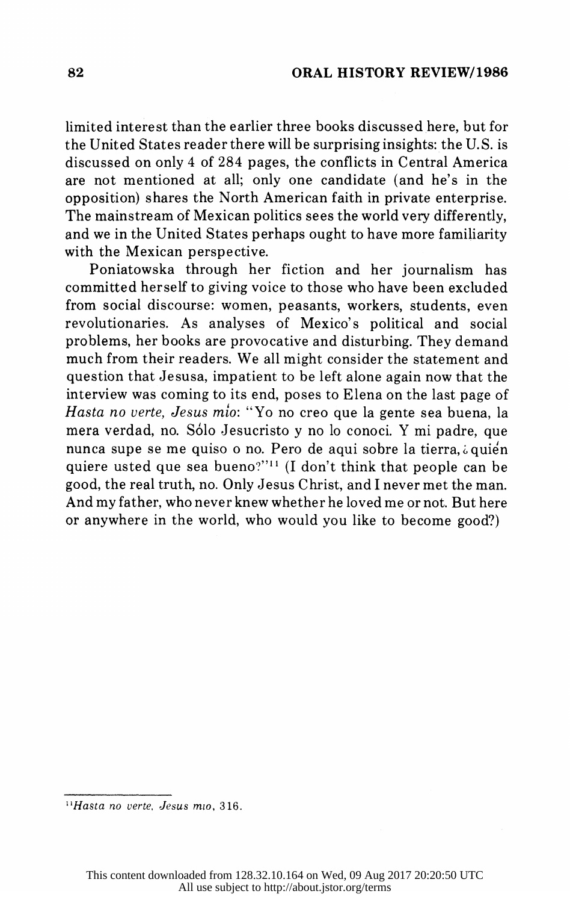limited interest than the earlier three books discussed here, but for the United States reader there will be surprising insights: the U.S. is discussed on only 4 of 284 pages, the conflicts in Central America are not mentioned at all; only one candidate (and he's in the opposition) shares the North American faith in private enterprise. The mainstream of Mexican politics sees the world very differently, and we in the United States perhaps ought to have more familiarity with the Mexican perspective.

Poniatowska through her fiction and her journalism has committed herself to giving voice to those who have been excluded from social discourse: women, peasants, workers, students, even revolutionaries. As analyses of Mexico's political and social problems, her books are provocative and disturbing. They demand much from their readers. We all might consider the statement and question that Jesusa, impatient to be left alone again now that the interview was coming to its end, poses to Elena on the last page of *Hasta no verte, Jesus mío*: "Yo no creo que la gente sea buena, la mera verdad, no. Sólo Jesucristo y no lo conoci. Y mi padre, que nunca supe se me quiso o no. Pero de aqui sobre la tierra, ¿quién quiere usted que sea bueno?"[11] (I don't think that people can be good, the real truth, no. Only Jesus Christ, and I never met the man. And my father, who never knew whether he loved me or not. But here or anywhere in the world, who would you like to become good?)

---

[11] *Hasta no verte, Jesus mio*, 316.